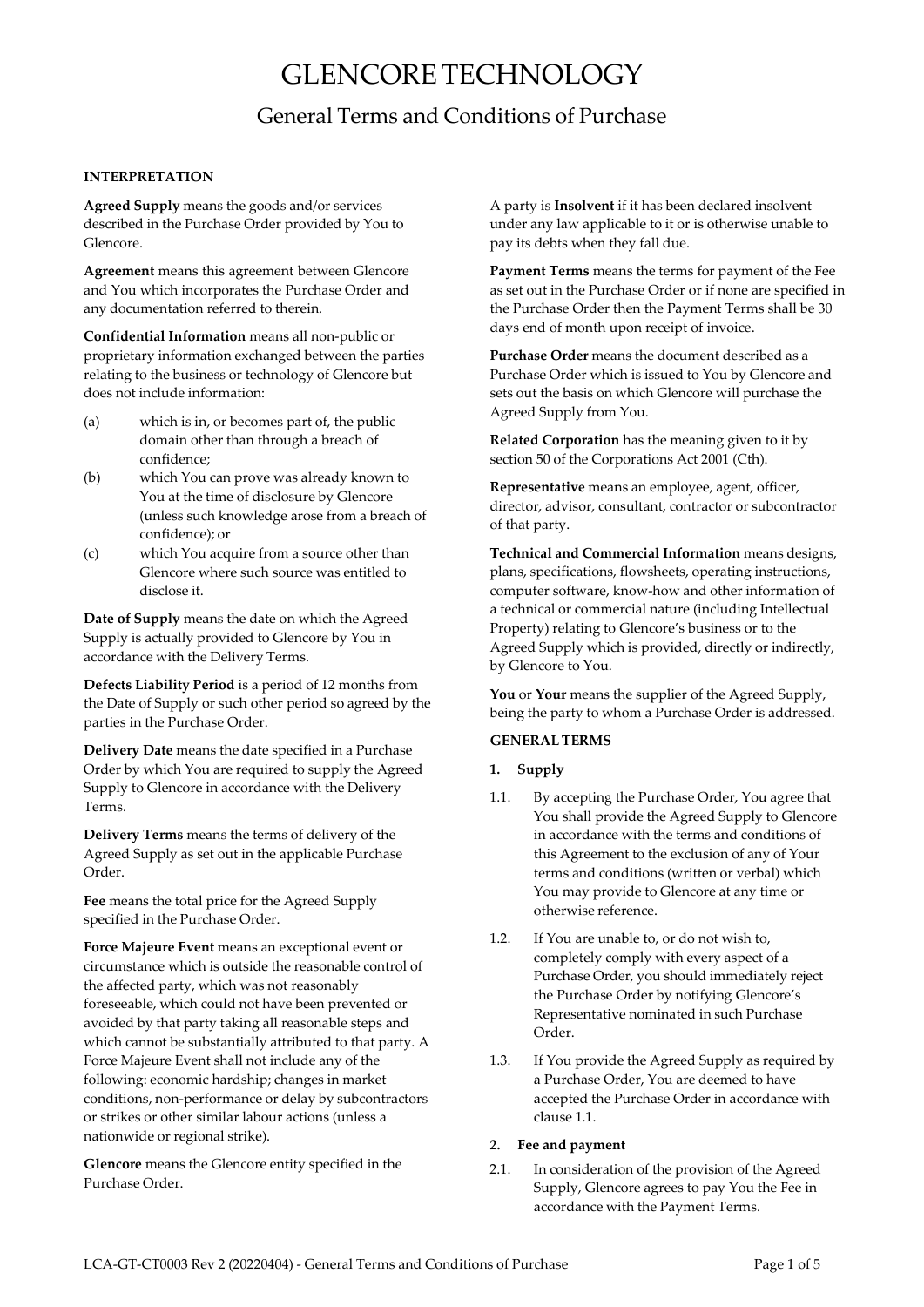# GLENCORE TECHNOLOGY

## General Terms and Conditions of Purchase

**INTERPRETATION**

**Agreed Supply** means the goods and/or services described in the Purchase Order provided by You to Glencore.

**Agreement** means this agreement between Glencore and You which incorporates the Purchase Order and any documentation referred to therein.

**Confidential Information** means all non-public or proprietary information exchanged between the parties relating to the business or technology of Glencore but does not include information:

(a) which is in, or becomes part of, the public domain other than through a breach of confidence;

(b) which You can prove was already known to You at the time of disclosure by Glencore (unless such knowledge arose from a breach of confidence); or

(c) which You acquire from a source other than Glencore where such source was entitled to disclose it.

**Date of Supply** means the date on which the Agreed Supply is actually provided to Glencore by You in accordance with the Delivery Terms.

**Defects Liability Period** is a period of 12 months from the Date of Supply or such other period so agreed by the parties in the Purchase Order.

**Delivery Date** means the date specified in a Purchase Order by which You are required to supply the Agreed Supply to Glencore in accordance with the Delivery Terms.

**Delivery Terms** means the terms of delivery of the Agreed Supply as set out in the applicable Purchase Order.

**Fee** means the total price for the Agreed Supply specified in the Purchase Order.

**Force Majeure Event** means an exceptional event or circumstance which is outside the reasonable control of the affected party, which was not reasonably foreseeable, which could not have been prevented or avoided by that party taking all reasonable steps and which cannot be substantially attributed to that party. A Force Majeure Event shall not include any of the following: economic hardship; changes in market conditions, non-performance or delay by subcontractors or strikes or other similar labour actions (unless a nationwide or regional strike).

**Glencore** means the Glencore entity specified in the Purchase Order.

A party is **Insolvent** if it has been declared insolvent under any law applicable to it or is otherwise unable to pay its debts when they fall due.

**Payment Terms** means the terms for payment of the Fee as set out in the Purchase Order or if none are specified in the Purchase Order then the Payment Terms shall be 30 days end of month upon receipt of invoice.

**Purchase Order** means the document described as a Purchase Order which is issued to You by Glencore and sets out the basis on which Glencore will purchase the Agreed Supply from You.

**Related Corporation** has the meaning given to it by section 50 of the Corporations Act 2001 (Cth).

**Representative** means an employee, agent, officer, director, advisor, consultant, contractor or subcontractor of that party.

**Technical and Commercial Information** means designs, plans, specifications, flowsheets, operating instructions, computer software, know-how and other information of a technical or commercial nature (including Intellectual Property) relating to Glencore's business or to the Agreed Supply which is provided, directly or indirectly, by Glencore to You.

**You** or **Your** means the supplier of the Agreed Supply, being the party to whom a Purchase Order is addressed.

**GENERAL TERMS**

**1. Supply**

1.1. By accepting the Purchase Order, You agree that You shall provide the Agreed Supply to Glencore in accordance with the terms and conditions of this Agreement to the exclusion of any of Your terms and conditions (written or verbal) which You may provide to Glencore at any time or otherwise reference.

1.2. If You are unable to, or do not wish to, completely comply with every aspect of a Purchase Order, you should immediately reject the Purchase Order by notifying Glencore's Representative nominated in such Purchase Order.

1.3. If You provide the Agreed Supply as required by a Purchase Order, You are deemed to have accepted the Purchase Order in accordance with clause 1.1.

**2. Fee and payment**

2.1. In consideration of the provision of the Agreed Supply, Glencore agrees to pay You the Fee in accordance with the Payment Terms.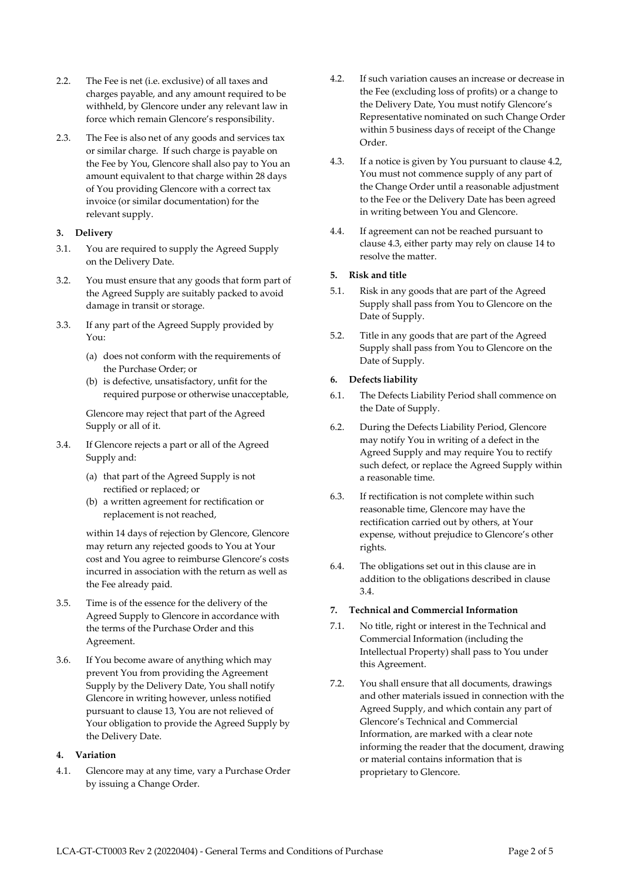2.2. The Fee is net (i.e. exclusive) of all taxes and charges payable, and any amount required to be withheld, by Glencore under any relevant law in force which remain Glencore's responsibility.

2.3. The Fee is also net of any goods and services tax or similar charge. If such charge is payable on the Fee by You, Glencore shall also pay to You an amount equivalent to that charge within 28 days of You providing Glencore with a correct tax invoice (or similar documentation) for the relevant supply.

**3. Delivery**

3.1. You are required to supply the Agreed Supply on the Delivery Date.

3.2. You must ensure that any goods that form part of the Agreed Supply are suitably packed to avoid damage in transit or storage.

3.3. If any part of the Agreed Supply provided by You:

(a) does not conform with the requirements of the Purchase Order; or

(b) is defective, unsatisfactory, unfit for the required purpose or otherwise unacceptable,

Glencore may reject that part of the Agreed Supply or all of it.

3.4. If Glencore rejects a part or all of the Agreed Supply and:

(a) that part of the Agreed Supply is not rectified or replaced; or

(b) a written agreement for rectification or replacement is not reached,

within 14 days of rejection by Glencore, Glencore may return any rejected goods to You at Your cost and You agree to reimburse Glencore's costs incurred in association with the return as well as the Fee already paid.

3.5. Time is of the essence for the delivery of the Agreed Supply to Glencore in accordance with the terms of the Purchase Order and this Agreement.

3.6. If You become aware of anything which may prevent You from providing the Agreement Supply by the Delivery Date, You shall notify Glencore in writing however, unless notified pursuant to clause 13, You are not relieved of Your obligation to provide the Agreed Supply by the Delivery Date.

**4. Variation**

4.1. Glencore may at any time, vary a Purchase Order by issuing a Change Order.

4.2. If such variation causes an increase or decrease in the Fee (excluding loss of profits) or a change to the Delivery Date, You must notify Glencore's Representative nominated on such Change Order within 5 business days of receipt of the Change Order.

4.3. If a notice is given by You pursuant to clause 4.2, You must not commence supply of any part of the Change Order until a reasonable adjustment to the Fee or the Delivery Date has been agreed in writing between You and Glencore.

4.4. If agreement can not be reached pursuant to clause 4.3, either party may rely on clause 14 to resolve the matter.

**5. Risk and title**

5.1. Risk in any goods that are part of the Agreed Supply shall pass from You to Glencore on the Date of Supply.

5.2. Title in any goods that are part of the Agreed Supply shall pass from You to Glencore on the Date of Supply.

**6. Defects liability**

6.1. The Defects Liability Period shall commence on the Date of Supply.

6.2. During the Defects Liability Period, Glencore may notify You in writing of a defect in the Agreed Supply and may require You to rectify such defect, or replace the Agreed Supply within a reasonable time.

6.3. If rectification is not complete within such reasonable time, Glencore may have the rectification carried out by others, at Your expense, without prejudice to Glencore's other rights.

6.4. The obligations set out in this clause are in addition to the obligations described in clause 3.4.

**7. Technical and Commercial Information**

7.1. No title, right or interest in the Technical and Commercial Information (including the Intellectual Property) shall pass to You under this Agreement.

7.2. You shall ensure that all documents, drawings and other materials issued in connection with the Agreed Supply, and which contain any part of Glencore's Technical and Commercial Information, are marked with a clear note informing the reader that the document, drawing or material contains information that is proprietary to Glencore.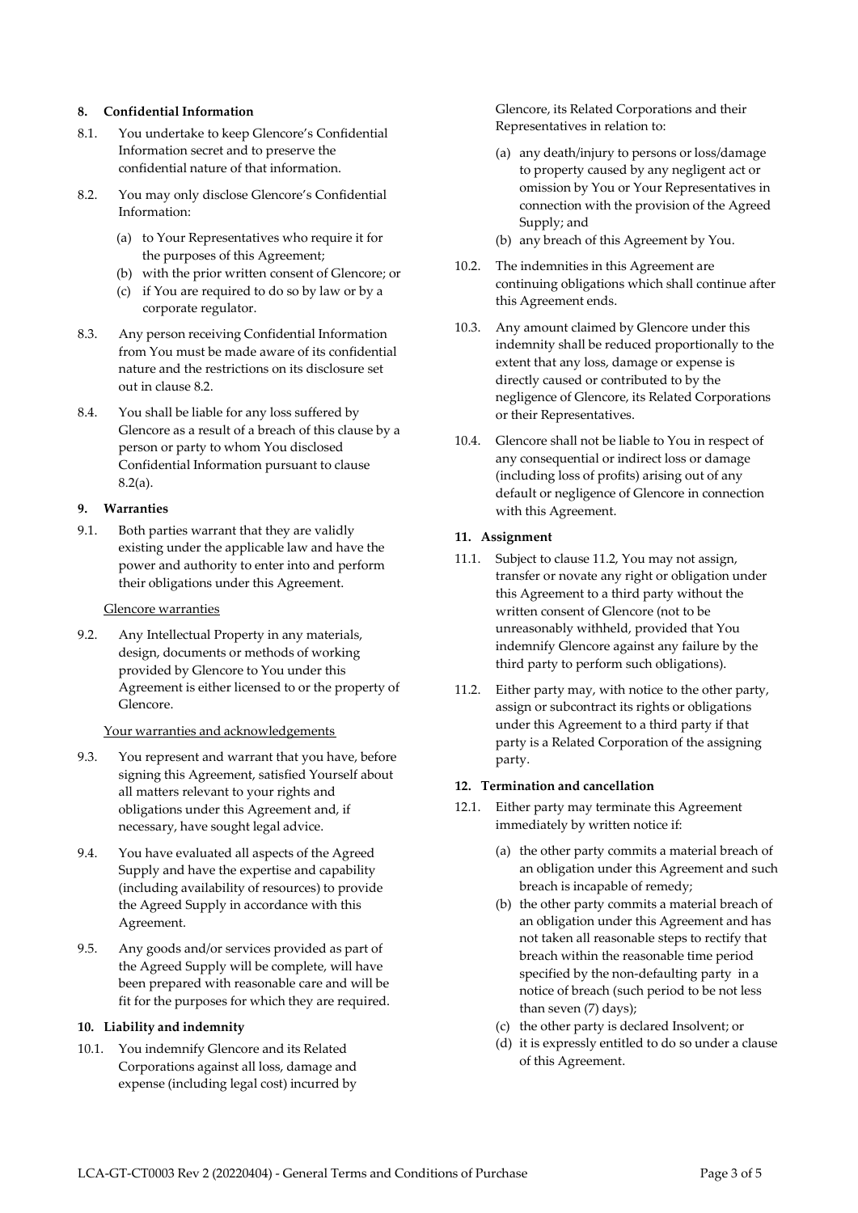**8. Confidential Information**

8.1. You undertake to keep Glencore's Confidential Information secret and to preserve the confidential nature of that information.

8.2. You may only disclose Glencore's Confidential Information:

(a) to Your Representatives who require it for the purposes of this Agreement;
(b) with the prior written consent of Glencore; or
(c) if You are required to do so by law or by a corporate regulator.

8.3. Any person receiving Confidential Information from You must be made aware of its confidential nature and the restrictions on its disclosure set out in clause 8.2.

8.4. You shall be liable for any loss suffered by Glencore as a result of a breach of this clause by a person or party to whom You disclosed Confidential Information pursuant to clause 8.2(a).

**9. Warranties**

9.1. Both parties warrant that they are validly existing under the applicable law and have the power and authority to enter into and perform their obligations under this Agreement.

Glencore warranties

9.2. Any Intellectual Property in any materials, design, documents or methods of working provided by Glencore to You under this Agreement is either licensed to or the property of Glencore.

Your warranties and acknowledgements

9.3. You represent and warrant that you have, before signing this Agreement, satisfied Yourself about all matters relevant to your rights and obligations under this Agreement and, if necessary, have sought legal advice.

9.4. You have evaluated all aspects of the Agreed Supply and have the expertise and capability (including availability of resources) to provide the Agreed Supply in accordance with this Agreement.

9.5. Any goods and/or services provided as part of the Agreed Supply will be complete, will have been prepared with reasonable care and will be fit for the purposes for which they are required.

**10. Liability and indemnity**

10.1. You indemnify Glencore and its Related Corporations against all loss, damage and expense (including legal cost) incurred by Glencore, its Related Corporations and their Representatives in relation to:

(a) any death/injury to persons or loss/damage to property caused by any negligent act or omission by You or Your Representatives in connection with the provision of the Agreed Supply; and
(b) any breach of this Agreement by You.

10.2. The indemnities in this Agreement are continuing obligations which shall continue after this Agreement ends.

10.3. Any amount claimed by Glencore under this indemnity shall be reduced proportionally to the extent that any loss, damage or expense is directly caused or contributed to by the negligence of Glencore, its Related Corporations or their Representatives.

10.4. Glencore shall not be liable to You in respect of any consequential or indirect loss or damage (including loss of profits) arising out of any default or negligence of Glencore in connection with this Agreement.

**11. Assignment**

11.1. Subject to clause 11.2, You may not assign, transfer or novate any right or obligation under this Agreement to a third party without the written consent of Glencore (not to be unreasonably withheld, provided that You indemnify Glencore against any failure by the third party to perform such obligations).

11.2. Either party may, with notice to the other party, assign or subcontract its rights or obligations under this Agreement to a third party if that party is a Related Corporation of the assigning party.

**12. Termination and cancellation**

12.1. Either party may terminate this Agreement immediately by written notice if:

(a) the other party commits a material breach of an obligation under this Agreement and such breach is incapable of remedy;
(b) the other party commits a material breach of an obligation under this Agreement and has not taken all reasonable steps to rectify that breach within the reasonable time period specified by the non-defaulting party in a notice of breach (such period to be not less than seven (7) days);
(c) the other party is declared Insolvent; or
(d) it is expressly entitled to do so under a clause of this Agreement.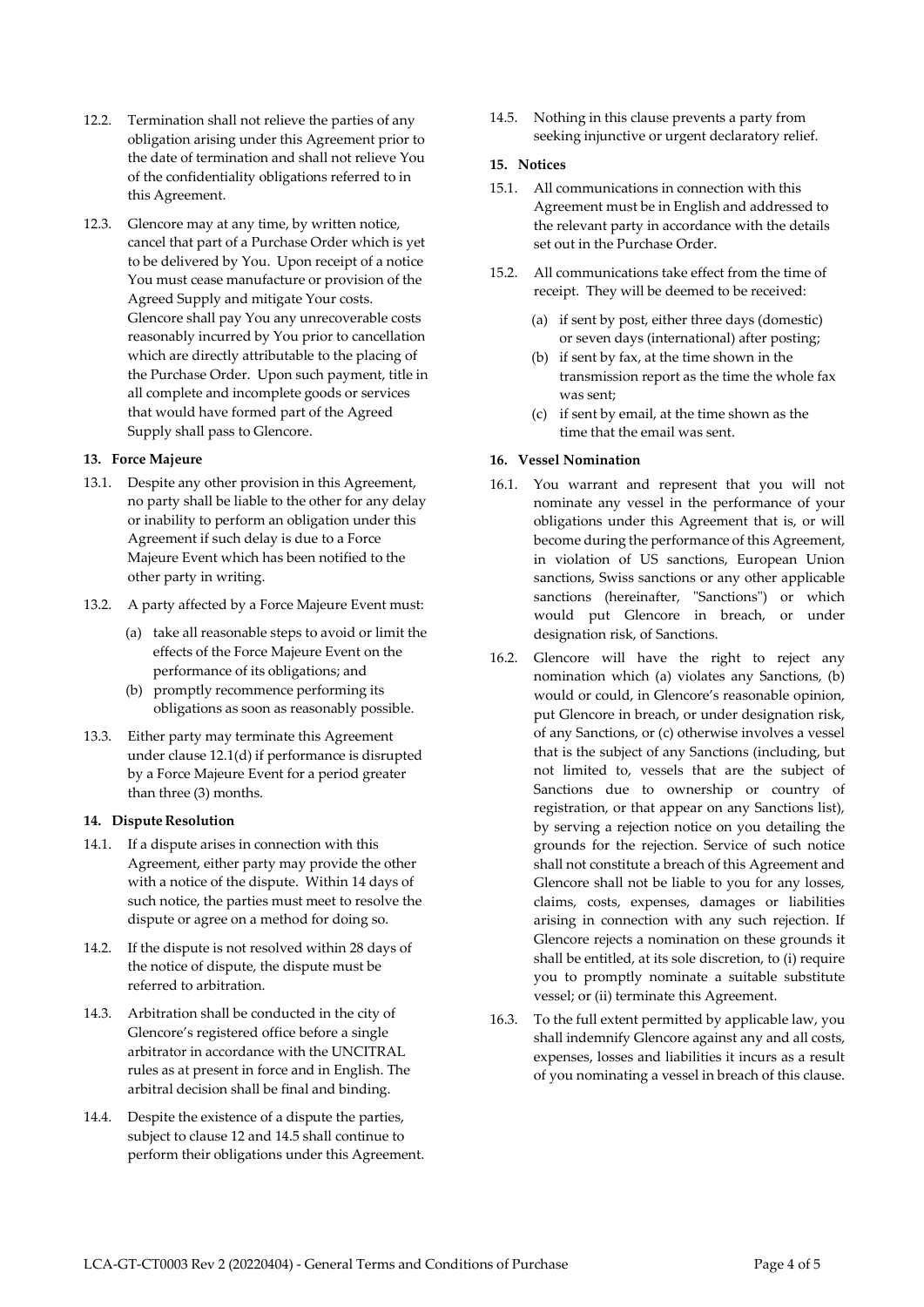12.2. Termination shall not relieve the parties of any obligation arising under this Agreement prior to the date of termination and shall not relieve You of the confidentiality obligations referred to in this Agreement.

12.3. Glencore may at any time, by written notice, cancel that part of a Purchase Order which is yet to be delivered by You. Upon receipt of a notice You must cease manufacture or provision of the Agreed Supply and mitigate Your costs. Glencore shall pay You any unrecoverable costs reasonably incurred by You prior to cancellation which are directly attributable to the placing of the Purchase Order. Upon such payment, title in all complete and incomplete goods or services that would have formed part of the Agreed Supply shall pass to Glencore.

**13. Force Majeure**

13.1. Despite any other provision in this Agreement, no party shall be liable to the other for any delay or inability to perform an obligation under this Agreement if such delay is due to a Force Majeure Event which has been notified to the other party in writing.

13.2. A party affected by a Force Majeure Event must:

(a) take all reasonable steps to avoid or limit the effects of the Force Majeure Event on the performance of its obligations; and
(b) promptly recommence performing its obligations as soon as reasonably possible.

13.3. Either party may terminate this Agreement under clause 12.1(d) if performance is disrupted by a Force Majeure Event for a period greater than three (3) months.

**14. Dispute Resolution**

14.1. If a dispute arises in connection with this Agreement, either party may provide the other with a notice of the dispute. Within 14 days of such notice, the parties must meet to resolve the dispute or agree on a method for doing so.

14.2. If the dispute is not resolved within 28 days of the notice of dispute, the dispute must be referred to arbitration.

14.3. Arbitration shall be conducted in the city of Glencore's registered office before a single arbitrator in accordance with the UNCITRAL rules as at present in force and in English. The arbitral decision shall be final and binding.

14.4. Despite the existence of a dispute the parties, subject to clause 12 and 14.5 shall continue to perform their obligations under this Agreement.

14.5. Nothing in this clause prevents a party from seeking injunctive or urgent declaratory relief.

**15. Notices**

15.1. All communications in connection with this Agreement must be in English and addressed to the relevant party in accordance with the details set out in the Purchase Order.

15.2. All communications take effect from the time of receipt. They will be deemed to be received:

(a) if sent by post, either three days (domestic) or seven days (international) after posting;
(b) if sent by fax, at the time shown in the transmission report as the time the whole fax was sent;
(c) if sent by email, at the time shown as the time that the email was sent.

**16. Vessel Nomination**

16.1. You warrant and represent that you will not nominate any vessel in the performance of your obligations under this Agreement that is, or will become during the performance of this Agreement, in violation of US sanctions, European Union sanctions, Swiss sanctions or any other applicable sanctions (hereinafter, "Sanctions") or which would put Glencore in breach, or under designation risk, of Sanctions.

16.2. Glencore will have the right to reject any nomination which (a) violates any Sanctions, (b) would or could, in Glencore's reasonable opinion, put Glencore in breach, or under designation risk, of any Sanctions, or (c) otherwise involves a vessel that is the subject of any Sanctions (including, but not limited to, vessels that are the subject of Sanctions due to ownership or country of registration, or that appear on any Sanctions list), by serving a rejection notice on you detailing the grounds for the rejection. Service of such notice shall not constitute a breach of this Agreement and Glencore shall not be liable to you for any losses, claims, costs, expenses, damages or liabilities arising in connection with any such rejection. If Glencore rejects a nomination on these grounds it shall be entitled, at its sole discretion, to (i) require you to promptly nominate a suitable substitute vessel; or (ii) terminate this Agreement.

16.3. To the full extent permitted by applicable law, you shall indemnify Glencore against any and all costs, expenses, losses and liabilities it incurs as a result of you nominating a vessel in breach of this clause.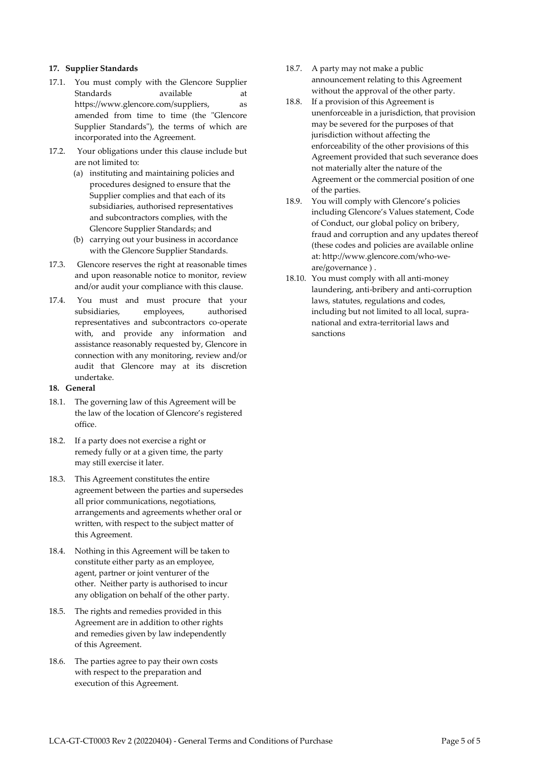## 17. Supplier Standards

17.1. You must comply with the Glencore Supplier Standards available at https://www.glencore.com/suppliers, as amended from time to time (the "Glencore Supplier Standards"), the terms of which are incorporated into the Agreement.

17.2. Your obligations under this clause include but are not limited to:

(a) instituting and maintaining policies and procedures designed to ensure that the Supplier complies and that each of its subsidiaries, authorised representatives and subcontractors complies, with the Glencore Supplier Standards; and

(b) carrying out your business in accordance with the Glencore Supplier Standards.

17.3. Glencore reserves the right at reasonable times and upon reasonable notice to monitor, review and/or audit your compliance with this clause.

17.4. You must and must procure that your subsidiaries, employees, authorised representatives and subcontractors co-operate with, and provide any information and assistance reasonably requested by, Glencore in connection with any monitoring, review and/or audit that Glencore may at its discretion undertake.

## 18. General

18.1. The governing law of this Agreement will be the law of the location of Glencore's registered office.

18.2. If a party does not exercise a right or remedy fully or at a given time, the party may still exercise it later.

18.3. This Agreement constitutes the entire agreement between the parties and supersedes all prior communications, negotiations, arrangements and agreements whether oral or written, with respect to the subject matter of this Agreement.

18.4. Nothing in this Agreement will be taken to constitute either party as an employee, agent, partner or joint venturer of the other. Neither party is authorised to incur any obligation on behalf of the other party.

18.5. The rights and remedies provided in this Agreement are in addition to other rights and remedies given by law independently of this Agreement.

18.6. The parties agree to pay their own costs with respect to the preparation and execution of this Agreement.

18.7. A party may not make a public announcement relating to this Agreement without the approval of the other party.

18.8. If a provision of this Agreement is unenforceable in a jurisdiction, that provision may be severed for the purposes of that jurisdiction without affecting the enforceability of the other provisions of this Agreement provided that such severance does not materially alter the nature of the Agreement or the commercial position of one of the parties.

18.9. You will comply with Glencore's policies including Glencore's Values statement, Code of Conduct, our global policy on bribery, fraud and corruption and any updates thereof (these codes and policies are available online at: http://www.glencore.com/who-we-are/governance ) .

18.10. You must comply with all anti-money laundering, anti-bribery and anti-corruption laws, statutes, regulations and codes, including but not limited to all local, supra-national and extra-territorial laws and sanctions

LCA-GT-CT0003 Rev 2 (20220404) - General Terms and Conditions of Purchase